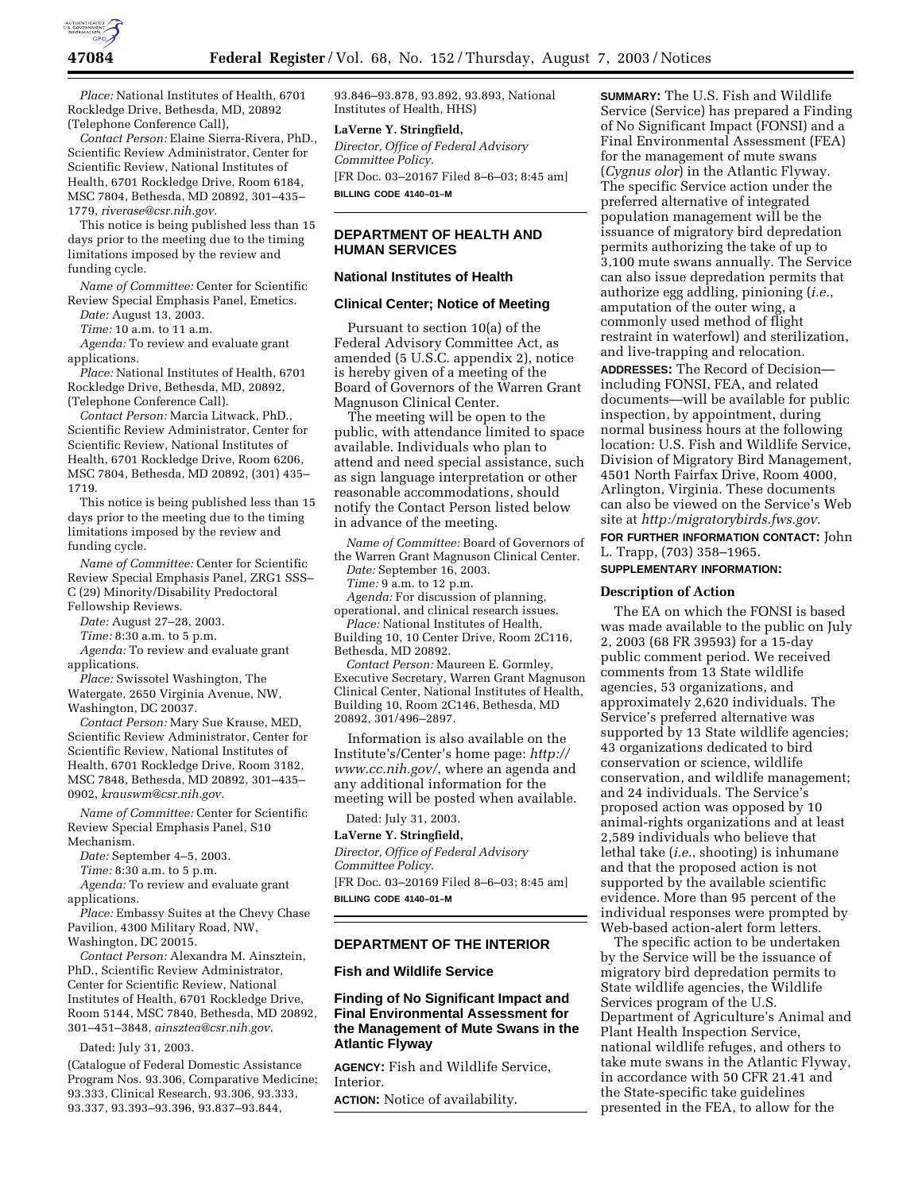*Place:* National Institutes of Health, 6701 Rockledge Drive, Bethesda, MD, 20892 (Telephone Conference Call),

*Contact Person:* Elaine Sierra-Rivera, PhD., Scientific Review Administrator, Center for Scientific Review, National Institutes of Health, 6701 Rockledge Drive, Room 6184, MSC 7804, Bethesda, MD 20892, 301–435–1779, *riverase@csr.nih.gov.*

This notice is being published less than 15 days prior to the meeting due to the timing limitations imposed by the review and funding cycle.

*Name of Committee:* Center for Scientific Review Special Emphasis Panel, Emetics.

*Date:* August 13, 2003.

*Time:* 10 a.m. to 11 a.m.

*Agenda:* To review and evaluate grant applications.

*Place:* National Institutes of Health, 6701 Rockledge Drive, Bethesda, MD, 20892, (Telephone Conference Call).

*Contact Person:* Marcia Litwack, PhD., Scientific Review Administrator, Center for Scientific Review, National Institutes of Health, 6701 Rockledge Drive, Room 6206, MSC 7804, Bethesda, MD 20892, (301) 435–1719.

This notice is being published less than 15 days prior to the meeting due to the timing limitations imposed by the review and funding cycle.

*Name of Committee:* Center for Scientific Review Special Emphasis Panel, ZRG1 SSS–C (29) Minority/Disability Predoctoral Fellowship Reviews.

*Date:* August 27–28, 2003.

*Time:* 8:30 a.m. to 5 p.m.

*Agenda:* To review and evaluate grant applications.

*Place:* Swissotel Washington, The Watergate, 2650 Virginia Avenue, NW, Washington, DC 20037.

*Contact Person:* Mary Sue Krause, MED, Scientific Review Administrator, Center for Scientific Review, National Institutes of Health, 6701 Rockledge Drive, Room 3182, MSC 7848, Bethesda, MD 20892, 301–435–0902, *krauswm@csr.nih.gov.*

*Name of Committee:* Center for Scientific Review Special Emphasis Panel, S10 Mechanism.

*Date:* September 4–5, 2003.

*Time:* 8:30 a.m. to 5 p.m.

*Agenda:* To review and evaluate grant applications.

*Place:* Embassy Suites at the Chevy Chase Pavilion, 4300 Military Road, NW, Washington, DC 20015.

*Contact Person:* Alexandra M. Ainsztein, PhD., Scientific Review Administrator, Center for Scientific Review, National Institutes of Health, 6701 Rockledge Drive, Room 5144, MSC 7840, Bethesda, MD 20892, 301–451–3848, *ainsztea@csr.nih.gov.*

Dated: July 31, 2003.

(Catalogue of Federal Domestic Assistance Program Nos. 93.306, Comparative Medicine; 93.333, Clinical Research, 93.306, 93.333, 93.337, 93.393–93.396, 93.837–93.844, 93.846–93.878, 93.892, 93.893, National Institutes of Health, HHS)

**LaVerne Y. Stringfield,**

*Director, Office of Federal Advisory Committee Policy.*

[FR Doc. 03–20167 Filed 8–6–03; 8:45 am]

**BILLING CODE 4140–01–M**

## DEPARTMENT OF HEALTH AND HUMAN SERVICES

### National Institutes of Health

### Clinical Center; Notice of Meeting

Pursuant to section 10(a) of the Federal Advisory Committee Act, as amended (5 U.S.C. appendix 2), notice is hereby given of a meeting of the Board of Governors of the Warren Grant Magnuson Clinical Center.

The meeting will be open to the public, with attendance limited to space available. Individuals who plan to attend and need special assistance, such as sign language interpretation or other reasonable accommodations, should notify the Contact Person listed below in advance of the meeting.

*Name of Committee:* Board of Governors of the Warren Grant Magnuson Clinical Center.

*Date:* September 16, 2003.

*Time:* 9 a.m. to 12 p.m.

*Agenda:* For discussion of planning, operational, and clinical research issues.

*Place:* National Institutes of Health, Building 10, 10 Center Drive, Room 2C116, Bethesda, MD 20892.

*Contact Person:* Maureen E. Gormley, Executive Secretary, Warren Grant Magnuson Clinical Center, National Institutes of Health, Building 10, Room 2C146, Bethesda, MD 20892, 301/496–2897.

Information is also available on the Institute's/Center's home page: *http://www.cc.nih.gov/*, where an agenda and any additional information for the meeting will be posted when available.

Dated: July 31, 2003.

**LaVerne Y. Stringfield,**

*Director, Office of Federal Advisory Committee Policy.*

[FR Doc. 03–20169 Filed 8–6–03; 8:45 am]

**BILLING CODE 4140–01–M**

## DEPARTMENT OF THE INTERIOR

### Fish and Wildlife Service

### Finding of No Significant Impact and Final Environmental Assessment for the Management of Mute Swans in the Atlantic Flyway

**AGENCY:** Fish and Wildlife Service, Interior.

**ACTION:** Notice of availability.

**SUMMARY:** The U.S. Fish and Wildlife Service (Service) has prepared a Finding of No Significant Impact (FONSI) and a Final Environmental Assessment (FEA) for the management of mute swans (*Cygnus olor*) in the Atlantic Flyway. The specific Service action under the preferred alternative of integrated population management will be the issuance of migratory bird depredation permits authorizing the take of up to 3,100 mute swans annually. The Service can also issue depredation permits that authorize egg addling, pinioning (*i.e.*, amputation of the outer wing, a commonly used method of flight restraint in waterfowl) and sterilization, and live-trapping and relocation.

**ADDRESSES:** The Record of Decision—including FONSI, FEA, and related documents—will be available for public inspection, by appointment, during normal business hours at the following location: U.S. Fish and Wildlife Service, Division of Migratory Bird Management, 4501 North Fairfax Drive, Room 4000, Arlington, Virginia. These documents can also be viewed on the Service's Web site at *http:/migratorybirds.fws.gov.*

**FOR FURTHER INFORMATION CONTACT:** John L. Trapp, (703) 358–1965.

**SUPPLEMENTARY INFORMATION:**

#### Description of Action

The EA on which the FONSI is based was made available to the public on July 2, 2003 (68 FR 39593) for a 15-day public comment period. We received comments from 13 State wildlife agencies, 53 organizations, and approximately 2,620 individuals. The Service's preferred alternative was supported by 13 State wildlife agencies; 43 organizations dedicated to bird conservation or science, wildlife conservation, and wildlife management; and 24 individuals. The Service's proposed action was opposed by 10 animal-rights organizations and at least 2,589 individuals who believe that lethal take (*i.e.*, shooting) is inhumane and that the proposed action is not supported by the available scientific evidence. More than 95 percent of the individual responses were prompted by Web-based action-alert form letters.

The specific action to be undertaken by the Service will be the issuance of migratory bird depredation permits to State wildlife agencies, the Wildlife Services program of the U.S. Department of Agriculture's Animal and Plant Health Inspection Service, national wildlife refuges, and others to take mute swans in the Atlantic Flyway, in accordance with 50 CFR 21.41 and the State-specific take guidelines presented in the FEA, to allow for the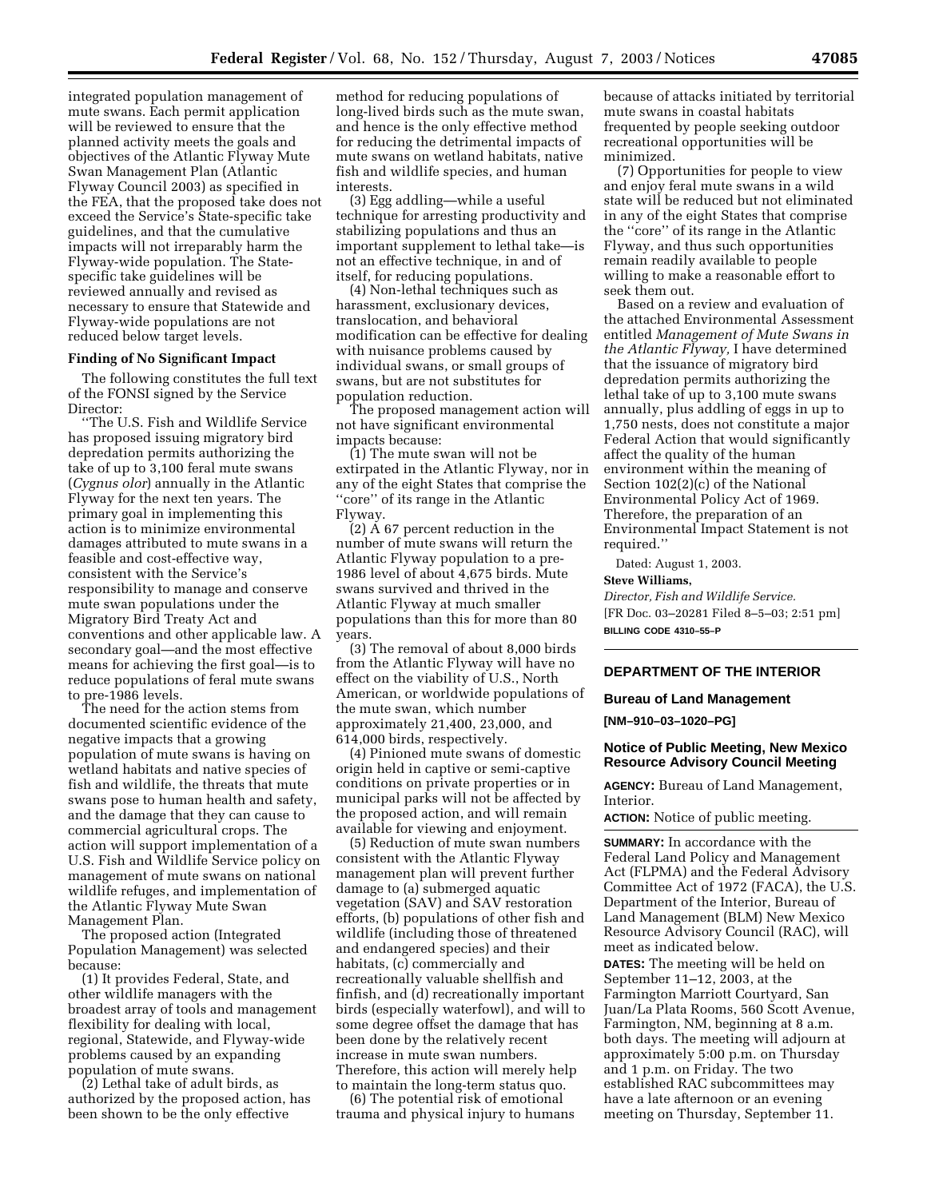integrated population management of mute swans. Each permit application will be reviewed to ensure that the planned activity meets the goals and objectives of the Atlantic Flyway Mute Swan Management Plan (Atlantic Flyway Council 2003) as specified in the FEA, that the proposed take does not exceed the Service's State-specific take guidelines, and that the cumulative impacts will not irreparably harm the Flyway-wide population. The State-specific take guidelines will be reviewed annually and revised as necessary to ensure that Statewide and Flyway-wide populations are not reduced below target levels.

**Finding of No Significant Impact**

The following constitutes the full text of the FONSI signed by the Service Director:

''The U.S. Fish and Wildlife Service has proposed issuing migratory bird depredation permits authorizing the take of up to 3,100 feral mute swans (*Cygnus olor*) annually in the Atlantic Flyway for the next ten years. The primary goal in implementing this action is to minimize environmental damages attributed to mute swans in a feasible and cost-effective way, consistent with the Service's responsibility to manage and conserve mute swan populations under the Migratory Bird Treaty Act and conventions and other applicable law. A secondary goal—and the most effective means for achieving the first goal—is to reduce populations of feral mute swans to pre-1986 levels.

The need for the action stems from documented scientific evidence of the negative impacts that a growing population of mute swans is having on wetland habitats and native species of fish and wildlife, the threats that mute swans pose to human health and safety, and the damage that they can cause to commercial agricultural crops. The action will support implementation of a U.S. Fish and Wildlife Service policy on management of mute swans on national wildlife refuges, and implementation of the Atlantic Flyway Mute Swan Management Plan.

The proposed action (Integrated Population Management) was selected because:

(1) It provides Federal, State, and other wildlife managers with the broadest array of tools and management flexibility for dealing with local, regional, Statewide, and Flyway-wide problems caused by an expanding population of mute swans.

(2) Lethal take of adult birds, as authorized by the proposed action, has been shown to be the only effective method for reducing populations of long-lived birds such as the mute swan, and hence is the only effective method for reducing the detrimental impacts of mute swans on wetland habitats, native fish and wildlife species, and human interests.

(3) Egg addling—while a useful technique for arresting productivity and stabilizing populations and thus an important supplement to lethal take—is not an effective technique, in and of itself, for reducing populations.

(4) Non-lethal techniques such as harassment, exclusionary devices, translocation, and behavioral modification can be effective for dealing with nuisance problems caused by individual swans, or small groups of swans, but are not substitutes for population reduction.

The proposed management action will not have significant environmental impacts because:

(1) The mute swan will not be extirpated in the Atlantic Flyway, nor in any of the eight States that comprise the ''core'' of its range in the Atlantic Flyway.

(2) A 67 percent reduction in the number of mute swans will return the Atlantic Flyway population to a pre-1986 level of about 4,675 birds. Mute swans survived and thrived in the Atlantic Flyway at much smaller populations than this for more than 80 years.

(3) The removal of about 8,000 birds from the Atlantic Flyway will have no effect on the viability of U.S., North American, or worldwide populations of the mute swan, which number approximately 21,400, 23,000, and 614,000 birds, respectively.

(4) Pinioned mute swans of domestic origin held in captive or semi-captive conditions on private properties or in municipal parks will not be affected by the proposed action, and will remain available for viewing and enjoyment.

(5) Reduction of mute swan numbers consistent with the Atlantic Flyway management plan will prevent further damage to (a) submerged aquatic vegetation (SAV) and SAV restoration efforts, (b) populations of other fish and wildlife (including those of threatened and endangered species) and their habitats, (c) commercially and recreationally valuable shellfish and finfish, and (d) recreationally important birds (especially waterfowl), and will to some degree offset the damage that has been done by the relatively recent increase in mute swan numbers. Therefore, this action will merely help to maintain the long-term status quo.

(6) The potential risk of emotional trauma and physical injury to humans because of attacks initiated by territorial mute swans in coastal habitats frequented by people seeking outdoor recreational opportunities will be minimized.

(7) Opportunities for people to view and enjoy feral mute swans in a wild state will be reduced but not eliminated in any of the eight States that comprise the ''core'' of its range in the Atlantic Flyway, and thus such opportunities remain readily available to people willing to make a reasonable effort to seek them out.

Based on a review and evaluation of the attached Environmental Assessment entitled *Management of Mute Swans in the Atlantic Flyway,* I have determined that the issuance of migratory bird depredation permits authorizing the lethal take of up to 3,100 mute swans annually, plus addling of eggs in up to 1,750 nests, does not constitute a major Federal Action that would significantly affect the quality of the human environment within the meaning of Section 102(2)(c) of the National Environmental Policy Act of 1969. Therefore, the preparation of an Environmental Impact Statement is not required.''

Dated: August 1, 2003.

**Steve Williams,**

*Director, Fish and Wildlife Service.*

[FR Doc. 03–20281 Filed 8–5–03; 2:51 pm]

**BILLING CODE 4310–55–P**

## DEPARTMENT OF THE INTERIOR

### Bureau of Land Management

**[NM–910–03–1020–PG]**

### Notice of Public Meeting, New Mexico Resource Advisory Council Meeting

**AGENCY:** Bureau of Land Management, Interior.

**ACTION:** Notice of public meeting.

**SUMMARY:** In accordance with the Federal Land Policy and Management Act (FLPMA) and the Federal Advisory Committee Act of 1972 (FACA), the U.S. Department of the Interior, Bureau of Land Management (BLM) New Mexico Resource Advisory Council (RAC), will meet as indicated below.

**DATES:** The meeting will be held on September 11–12, 2003, at the Farmington Marriott Courtyard, San Juan/La Plata Rooms, 560 Scott Avenue, Farmington, NM, beginning at 8 a.m. both days. The meeting will adjourn at approximately 5:00 p.m. on Thursday and 1 p.m. on Friday. The two established RAC subcommittees may have a late afternoon or an evening meeting on Thursday, September 11.